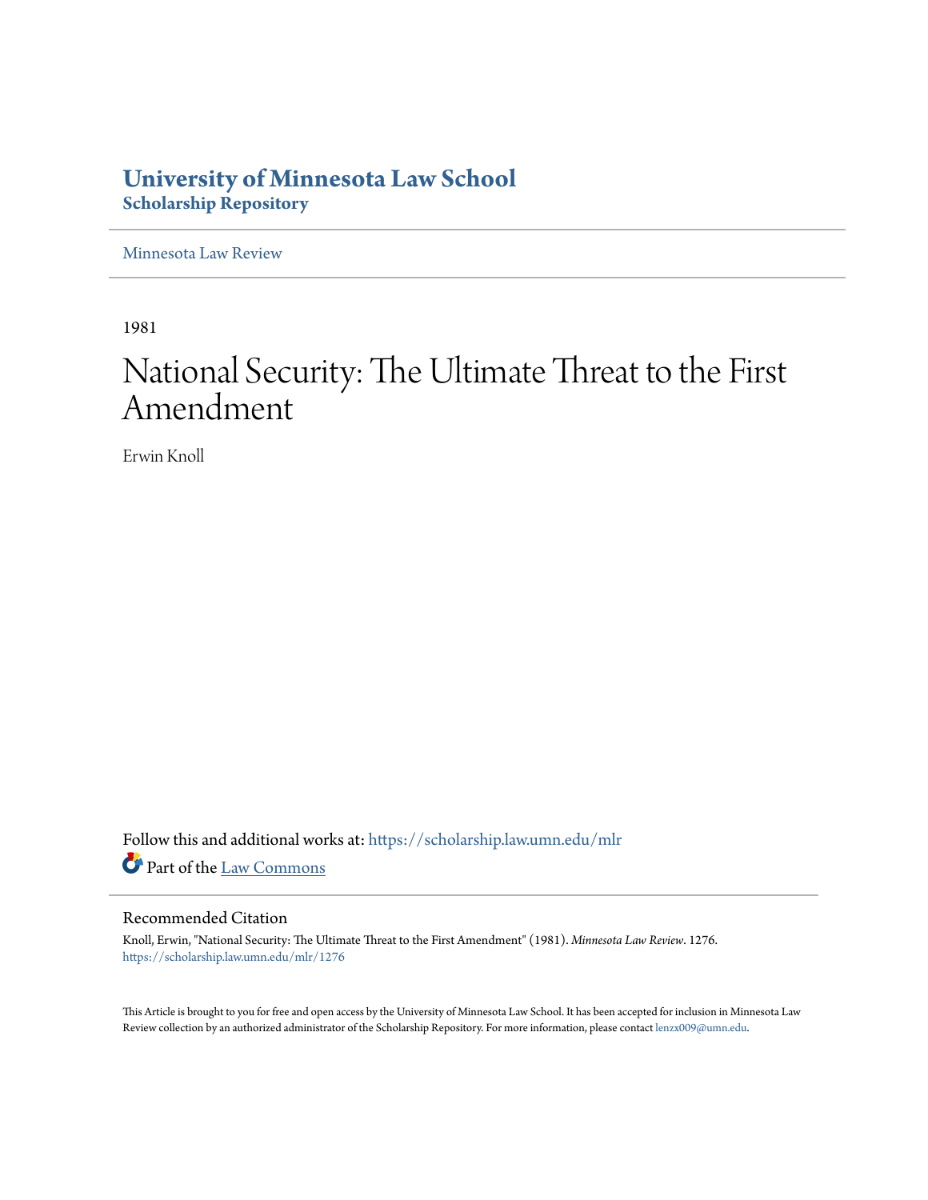# University of Minnesota Law School
## Scholarship Repository

Minnesota Law Review

1981

# National Security: The Ultimate Threat to the First Amendment

Erwin Knoll

Follow this and additional works at: https://scholarship.law.umn.edu/mlr

Part of the Law Commons

### Recommended Citation

Knoll, Erwin, "National Security: The Ultimate Threat to the First Amendment" (1981). *Minnesota Law Review*. 1276.
https://scholarship.law.umn.edu/mlr/1276

This Article is brought to you for free and open access by the University of Minnesota Law School. It has been accepted for inclusion in Minnesota Law Review collection by an authorized administrator of the Scholarship Repository. For more information, please contact lenzx009@umn.edu.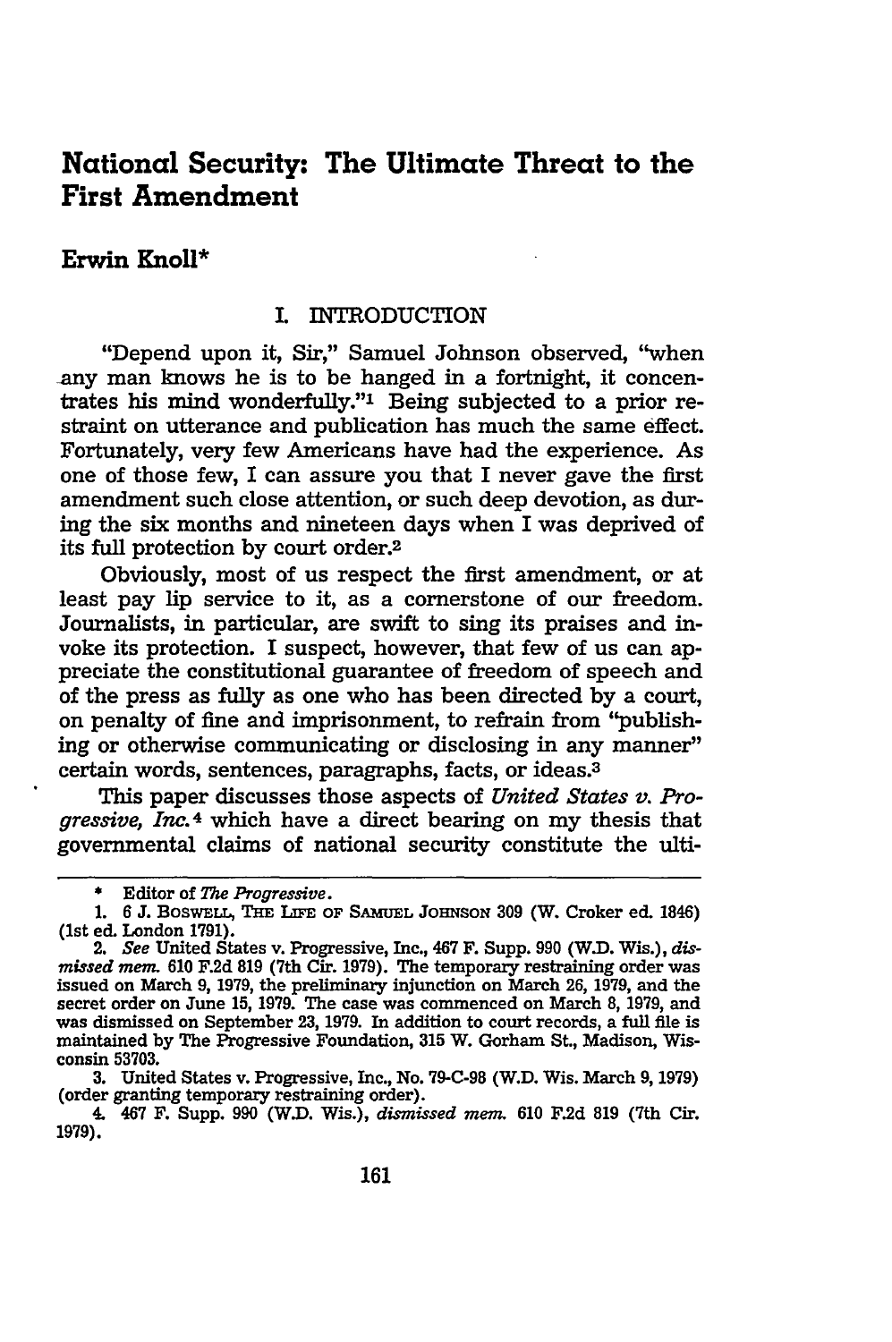# National Security: The Ultimate Threat to the First Amendment

## Erwin Knoll*

### I. INTRODUCTION

"Depend upon it, Sir," Samuel Johnson observed, "when any man knows he is to be hanged in a fortnight, it concentrates his mind wonderfully."[1] Being subjected to a prior restraint on utterance and publication has much the same effect. Fortunately, very few Americans have had the experience. As one of those few, I can assure you that I never gave the first amendment such close attention, or such deep devotion, as during the six months and nineteen days when I was deprived of its full protection by court order.[2]

Obviously, most of us respect the first amendment, or at least pay lip service to it, as a cornerstone of our freedom. Journalists, in particular, are swift to sing its praises and invoke its protection. I suspect, however, that few of us can appreciate the constitutional guarantee of freedom of speech and of the press as fully as one who has been directed by a court, on penalty of fine and imprisonment, to refrain from "publishing or otherwise communicating or disclosing in any manner" certain words, sentences, paragraphs, facts, or ideas.[3]

This paper discusses those aspects of *United States v. Progressive, Inc.*[4] which have a direct bearing on my thesis that governmental claims of national security constitute the ulti-

---

\* Editor of *The Progressive*.

1. 6 J. BOSWELL, THE LIFE OF SAMUEL JOHNSON 309 (W. Croker ed. 1846) (1st ed. London 1791).

2. *See* United States v. Progressive, Inc., 467 F. Supp. 990 (W.D. Wis.), *dismissed mem.* 610 F.2d 819 (7th Cir. 1979). The temporary restraining order was issued on March 9, 1979, the preliminary injunction on March 26, 1979, and the secret order on June 15, 1979. The case was commenced on March 8, 1979, and was dismissed on September 23, 1979. In addition to court records, a full file is maintained by The Progressive Foundation, 315 W. Gorham St., Madison, Wisconsin 53703.

3. United States v. Progressive, Inc., No. 79-C-98 (W.D. Wis. March 9, 1979) (order granting temporary restraining order).

4. 467 F. Supp. 990 (W.D. Wis.), *dismissed mem.* 610 F.2d 819 (7th Cir. 1979).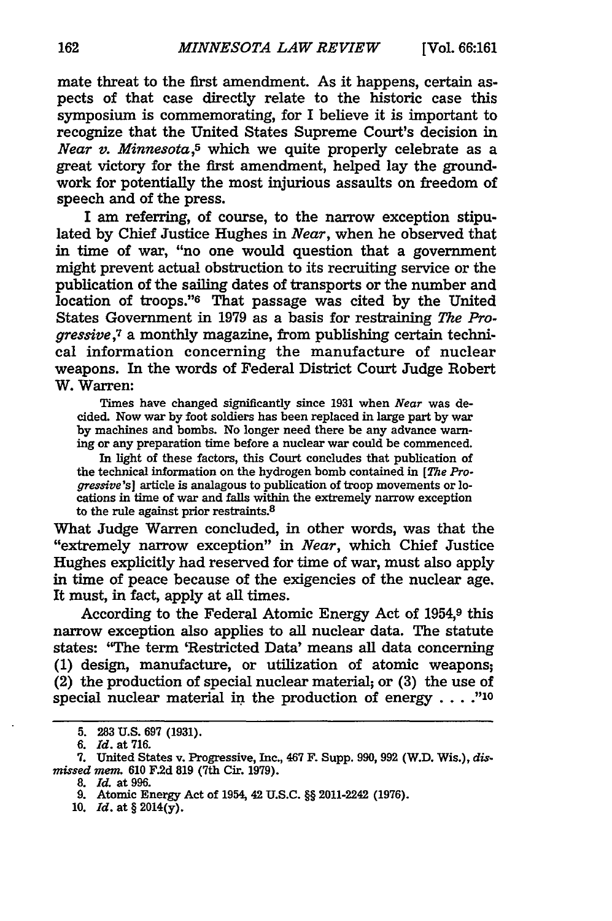mate threat to the first amendment. As it happens, certain aspects of that case directly relate to the historic case this symposium is commemorating, for I believe it is important to recognize that the United States Supreme Court's decision in *Near v. Minnesota*,[5] which we quite properly celebrate as a great victory for the first amendment, helped lay the groundwork for potentially the most injurious assaults on freedom of speech and of the press.

I am referring, of course, to the narrow exception stipulated by Chief Justice Hughes in *Near*, when he observed that in time of war, "no one would question that a government might prevent actual obstruction to its recruiting service or the publication of the sailing dates of transports or the number and location of troops."[6] That passage was cited by the United States Government in 1979 as a basis for restraining *The Progressive*,[7] a monthly magazine, from publishing certain technical information concerning the manufacture of nuclear weapons. In the words of Federal District Court Judge Robert W. Warren:

> Times have changed significantly since 1931 when *Near* was decided. Now war by foot soldiers has been replaced in large part by war by machines and bombs. No longer need there be any advance warning or any preparation time before a nuclear war could be commenced.
>
> In light of these factors, this Court concludes that publication of the technical information on the hydrogen bomb contained in [*The Progressive*'s] article is analagous to publication of troop movements or locations in time of war and falls within the extremely narrow exception to the rule against prior restraints.[8]

What Judge Warren concluded, in other words, was that the "extremely narrow exception" in *Near*, which Chief Justice Hughes explicitly had reserved for time of war, must also apply in time of peace because of the exigencies of the nuclear age. It must, in fact, apply at all times.

According to the Federal Atomic Energy Act of 1954,[9] this narrow exception also applies to all nuclear data. The statute states: "The term 'Restricted Data' means all data concerning (1) design, manufacture, or utilization of atomic weapons; (2) the production of special nuclear material; or (3) the use of special nuclear material in the production of energy . . . ."[10]

---

5. 283 U.S. 697 (1931).

6. *Id.* at 716.

7. United States v. Progressive, Inc., 467 F. Supp. 990, 992 (W.D. Wis.), *dismissed mem.* 610 F.2d 819 (7th Cir. 1979).

8. *Id.* at 996.

9. Atomic Energy Act of 1954, 42 U.S.C. §§ 2011-2242 (1976).

10. *Id.* at § 2014(y).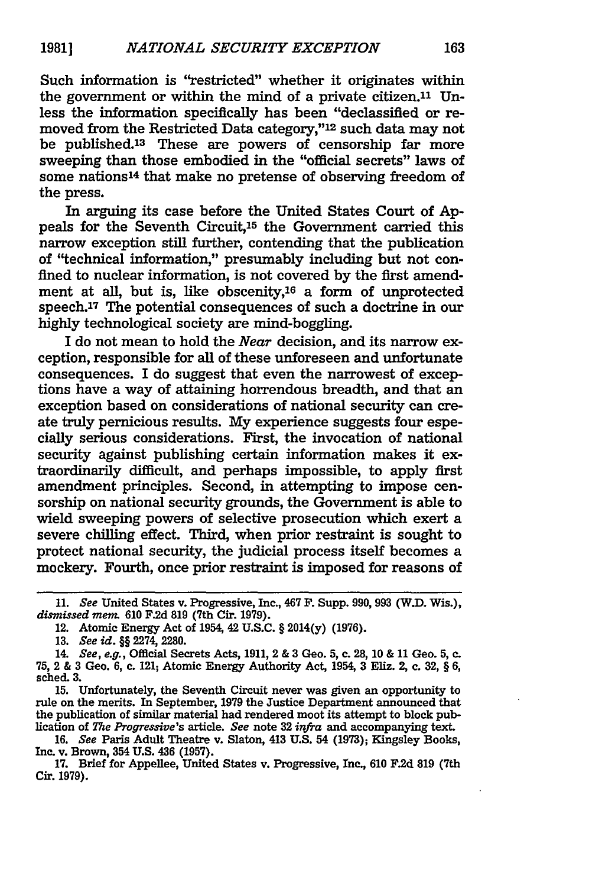Such information is "restricted" whether it originates within the government or within the mind of a private citizen.[11] Unless the information specifically has been "declassified or removed from the Restricted Data category,"[12] such data may not be published.[13] These are powers of censorship far more sweeping than those embodied in the "official secrets" laws of some nations[14] that make no pretense of observing freedom of the press.

In arguing its case before the United States Court of Appeals for the Seventh Circuit,[15] the Government carried this narrow exception still further, contending that the publication of "technical information," presumably including but not confined to nuclear information, is not covered by the first amendment at all, but is, like obscenity,[16] a form of unprotected speech.[17] The potential consequences of such a doctrine in our highly technological society are mind-boggling.

I do not mean to hold the *Near* decision, and its narrow exception, responsible for all of these unforeseen and unfortunate consequences. I do suggest that even the narrowest of exceptions have a way of attaining horrendous breadth, and that an exception based on considerations of national security can create truly pernicious results. My experience suggests four especially serious considerations. First, the invocation of national security against publishing certain information makes it extraordinarily difficult, and perhaps impossible, to apply first amendment principles. Second, in attempting to impose censorship on national security grounds, the Government is able to wield sweeping powers of selective prosecution which exert a severe chilling effect. Third, when prior restraint is sought to protect national security, the judicial process itself becomes a mockery. Fourth, once prior restraint is imposed for reasons of

---

11. *See* United States v. Progressive, Inc., 467 F. Supp. 990, 993 (W.D. Wis.), *dismissed mem.* 610 F.2d 819 (7th Cir. 1979).

12. Atomic Energy Act of 1954, 42 U.S.C. § 2014(y) (1976).

13. *See id.* §§ 2274, 2280.

14. *See, e.g.*, Official Secrets Acts, 1911, 2 & 3 Geo. 5, c. 28, 10 & 11 Geo. 5, c. 75, 2 & 3 Geo. 6, c. 121; Atomic Energy Authority Act, 1954, 3 Eliz. 2, c. 32, § 6, sched. 3.

15. Unfortunately, the Seventh Circuit never was given an opportunity to rule on the merits. In September, 1979 the Justice Department announced that the publication of similar material had rendered moot its attempt to block publication of *The Progressive*'s article. *See* note 32 *infra* and accompanying text.

16. *See* Paris Adult Theatre v. Slaton, 413 U.S. 54 (1973); Kingsley Books, Inc. v. Brown, 354 U.S. 436 (1957).

17. Brief for Appellee, United States v. Progressive, Inc., 610 F.2d 819 (7th Cir. 1979).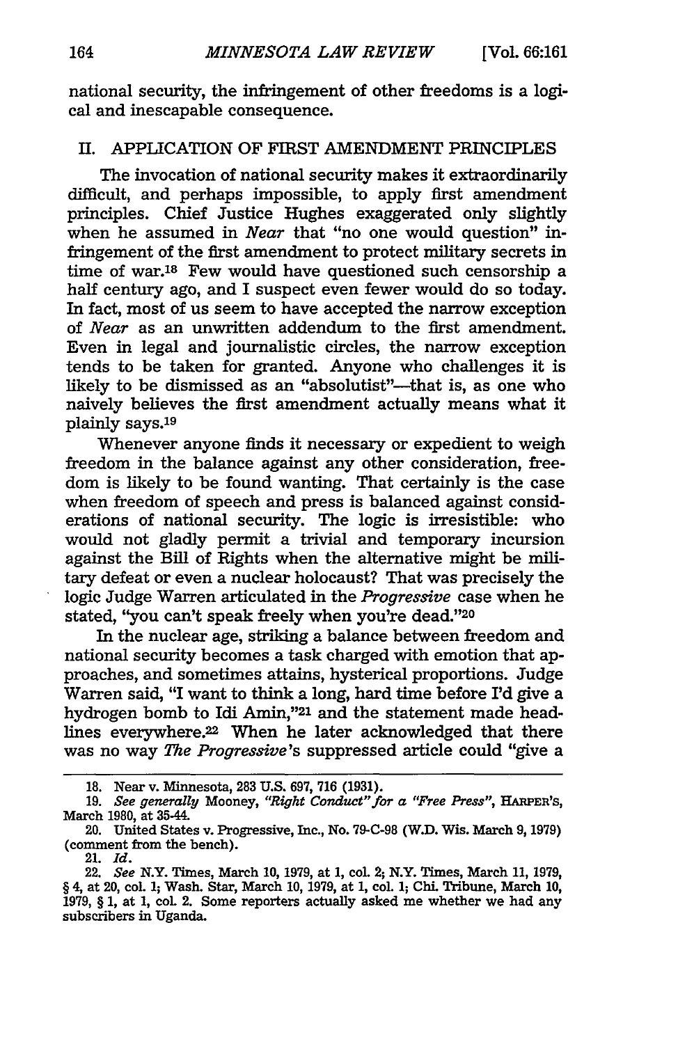national security, the infringement of other freedoms is a logical and inescapable consequence.

## II. APPLICATION OF FIRST AMENDMENT PRINCIPLES

The invocation of national security makes it extraordinarily difficult, and perhaps impossible, to apply first amendment principles. Chief Justice Hughes exaggerated only slightly when he assumed in *Near* that "no one would question" infringement of the first amendment to protect military secrets in time of war.[18] Few would have questioned such censorship a half century ago, and I suspect even fewer would do so today. In fact, most of us seem to have accepted the narrow exception of *Near* as an unwritten addendum to the first amendment. Even in legal and journalistic circles, the narrow exception tends to be taken for granted. Anyone who challenges it is likely to be dismissed as an "absolutist"—that is, as one who naively believes the first amendment actually means what it plainly says.[19]

Whenever anyone finds it necessary or expedient to weigh freedom in the balance against any other consideration, freedom is likely to be found wanting. That certainly is the case when freedom of speech and press is balanced against considerations of national security. The logic is irresistible: who would not gladly permit a trivial and temporary incursion against the Bill of Rights when the alternative might be military defeat or even a nuclear holocaust? That was precisely the logic Judge Warren articulated in the *Progressive* case when he stated, "you can't speak freely when you're dead."[20]

In the nuclear age, striking a balance between freedom and national security becomes a task charged with emotion that approaches, and sometimes attains, hysterical proportions. Judge Warren said, "I want to think a long, hard time before I'd give a hydrogen bomb to Idi Amin,"[21] and the statement made headlines everywhere.[22] When he later acknowledged that there was no way *The Progressive*'s suppressed article could "give a

---

18. Near v. Minnesota, 283 U.S. 697, 716 (1931).

19. *See generally* Mooney, *"Right Conduct" for a "Free Press"*, HARPER'S, March 1980, at 35-44.

20. United States v. Progressive, Inc., No. 79-C-98 (W.D. Wis. March 9, 1979) (comment from the bench).

21. *Id.*

22. *See* N.Y. Times, March 10, 1979, at 1, col. 2; N.Y. Times, March 11, 1979, § 4, at 20, col. 1; Wash. Star, March 10, 1979, at 1, col. 1; Chi. Tribune, March 10, 1979, § 1, at 1, col. 2. Some reporters actually asked me whether we had any subscribers in Uganda.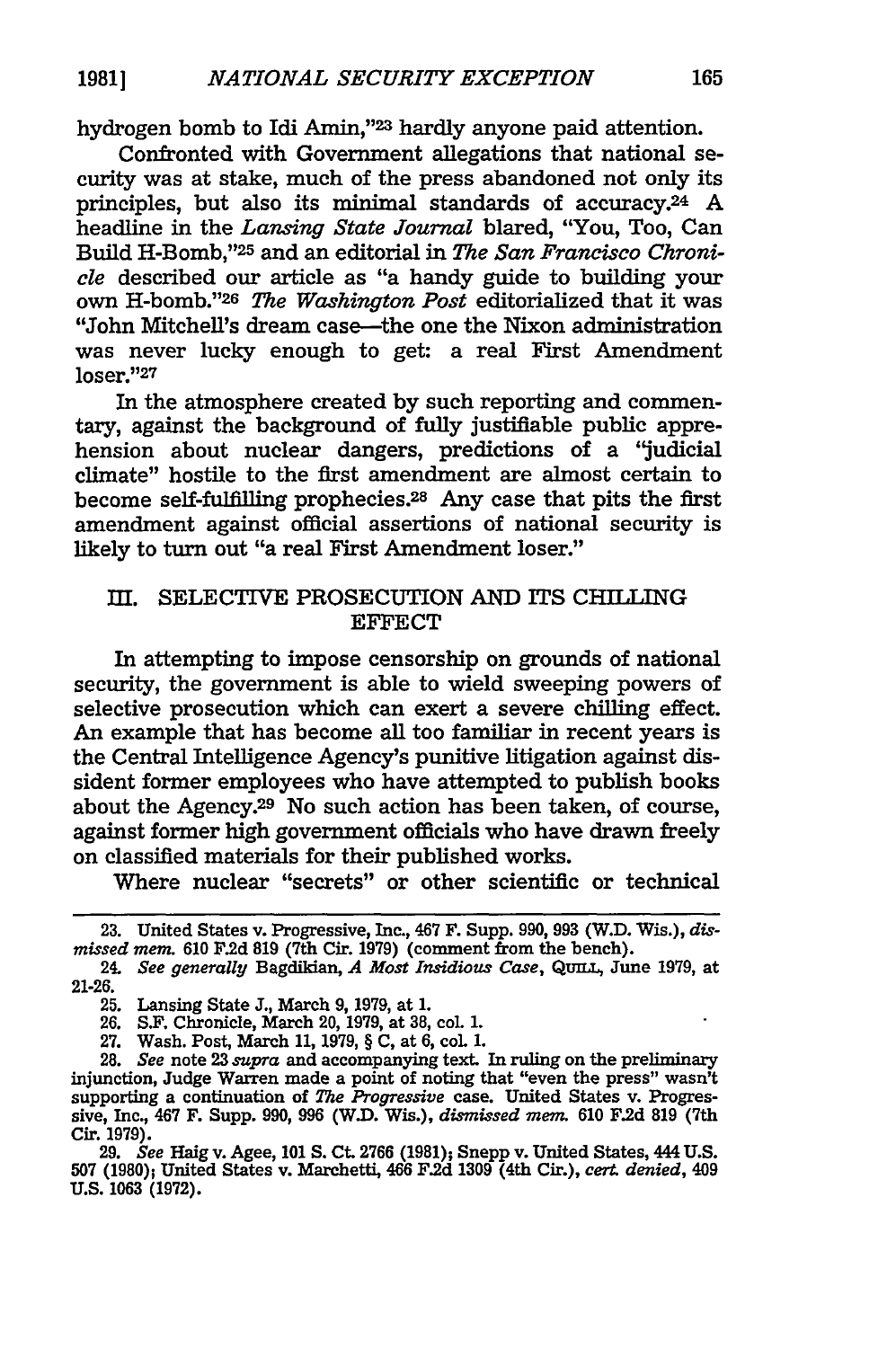hydrogen bomb to Idi Amin,"[23] hardly anyone paid attention.

Confronted with Government allegations that national security was at stake, much of the press abandoned not only its principles, but also its minimal standards of accuracy.[24] A headline in the *Lansing State Journal* blared, "You, Too, Can Build H-Bomb,"[25] and an editorial in *The San Francisco Chronicle* described our article as "a handy guide to building your own H-bomb."[26] *The Washington Post* editorialized that it was "John Mitchell's dream case—the one the Nixon administration was never lucky enough to get: a real First Amendment loser."[27]

In the atmosphere created by such reporting and commentary, against the background of fully justifiable public apprehension about nuclear dangers, predictions of a "judicial climate" hostile to the first amendment are almost certain to become self-fulfilling prophecies.[28] Any case that pits the first amendment against official assertions of national security is likely to turn out "a real First Amendment loser."

## III. SELECTIVE PROSECUTION AND ITS CHILLING EFFECT

In attempting to impose censorship on grounds of national security, the government is able to wield sweeping powers of selective prosecution which can exert a severe chilling effect. An example that has become all too familiar in recent years is the Central Intelligence Agency's punitive litigation against dissident former employees who have attempted to publish books about the Agency.[29] No such action has been taken, of course, against former high government officials who have drawn freely on classified materials for their published works.

Where nuclear "secrets" or other scientific or technical

---

23. United States v. Progressive, Inc., 467 F. Supp. 990, 993 (W.D. Wis.), *dismissed mem.* 610 F.2d 819 (7th Cir. 1979) (comment from the bench).

24. *See generally* Bagdikian, *A Most Insidious Case*, QUILL, June 1979, at 21-26.

25. Lansing State J., March 9, 1979, at 1.

26. S.F. Chronicle, March 20, 1979, at 38, col. 1.

27. Wash. Post, March 11, 1979, § C, at 6, col. 1.

28. *See* note 23 *supra* and accompanying text. In ruling on the preliminary injunction, Judge Warren made a point of noting that "even the press" wasn't supporting a continuation of *The Progressive* case. United States v. Progressive, Inc., 467 F. Supp. 990, 996 (W.D. Wis.), *dismissed mem.* 610 F.2d 819 (7th Cir. 1979).

29. *See* Haig v. Agee, 101 S. Ct. 2766 (1981); Snepp v. United States, 444 U.S. 507 (1980); United States v. Marchetti, 466 F.2d 1309 (4th Cir.), *cert. denied*, 409 U.S. 1063 (1972).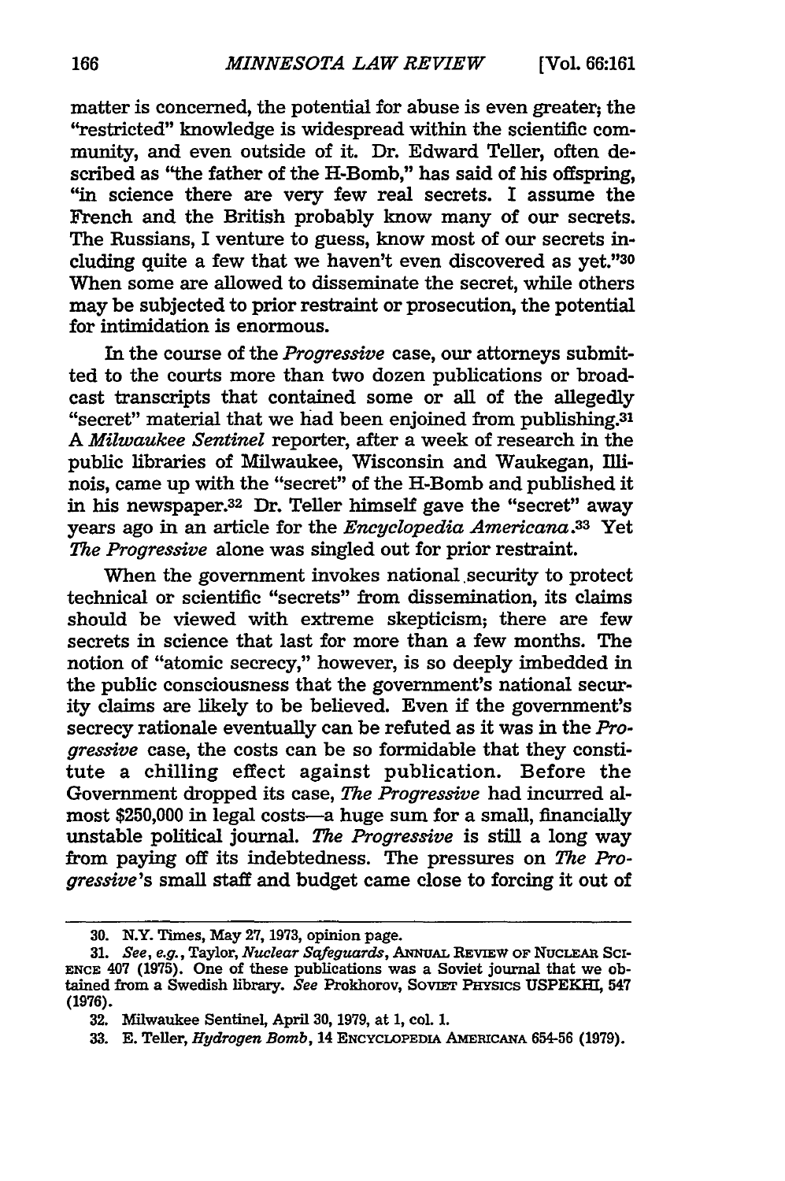matter is concerned, the potential for abuse is even greater; the "restricted" knowledge is widespread within the scientific community, and even outside of it. Dr. Edward Teller, often described as "the father of the H-Bomb," has said of his offspring, "in science there are very few real secrets. I assume the French and the British probably know many of our secrets. The Russians, I venture to guess, know most of our secrets including quite a few that we haven't even discovered as yet."[30] When some are allowed to disseminate the secret, while others may be subjected to prior restraint or prosecution, the potential for intimidation is enormous.

In the course of the *Progressive* case, our attorneys submitted to the courts more than two dozen publications or broadcast transcripts that contained some or all of the allegedly "secret" material that we had been enjoined from publishing.[31] A *Milwaukee Sentinel* reporter, after a week of research in the public libraries of Milwaukee, Wisconsin and Waukegan, Illinois, came up with the "secret" of the H-Bomb and published it in his newspaper.[32] Dr. Teller himself gave the "secret" away years ago in an article for the *Encyclopedia Americana*.[33] Yet *The Progressive* alone was singled out for prior restraint.

When the government invokes national security to protect technical or scientific "secrets" from dissemination, its claims should be viewed with extreme skepticism; there are few secrets in science that last for more than a few months. The notion of "atomic secrecy," however, is so deeply imbedded in the public consciousness that the government's national security claims are likely to be believed. Even if the government's secrecy rationale eventually can be refuted as it was in the *Progressive* case, the costs can be so formidable that they constitute a chilling effect against publication. Before the Government dropped its case, *The Progressive* had incurred almost $250,000 in legal costs—a huge sum for a small, financially unstable political journal. *The Progressive* is still a long way from paying off its indebtedness. The pressures on *The Progressive*'s small staff and budget came close to forcing it out of

---

30. N.Y. Times, May 27, 1973, opinion page.

31. *See, e.g.*, Taylor, *Nuclear Safeguards*, ANNUAL REVIEW OF NUCLEAR SCIENCE 407 (1975). One of these publications was a Soviet journal that we obtained from a Swedish library. *See* Prokhorov, SOVIET PHYSICS USPEKHI, 547 (1976).

32. Milwaukee Sentinel, April 30, 1979, at 1, col. 1.

33. E. Teller, *Hydrogen Bomb*, 14 ENCYCLOPEDIA AMERICANA 654-56 (1979).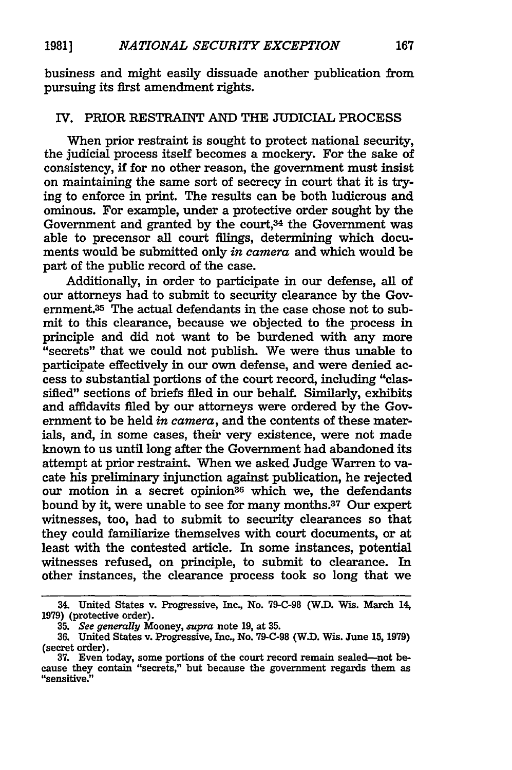business and might easily dissuade another publication from pursuing its first amendment rights.

## IV. PRIOR RESTRAINT AND THE JUDICIAL PROCESS

When prior restraint is sought to protect national security, the judicial process itself becomes a mockery. For the sake of consistency, if for no other reason, the government must insist on maintaining the same sort of secrecy in court that it is trying to enforce in print. The results can be both ludicrous and ominous. For example, under a protective order sought by the Government and granted by the court,[34] the Government was able to precensor all court filings, determining which documents would be submitted only *in camera* and which would be part of the public record of the case.

Additionally, in order to participate in our defense, all of our attorneys had to submit to security clearance by the Government.[35] The actual defendants in the case chose not to submit to this clearance, because we objected to the process in principle and did not want to be burdened with any more "secrets" that we could not publish. We were thus unable to participate effectively in our own defense, and were denied access to substantial portions of the court record, including "classified" sections of briefs filed in our behalf. Similarly, exhibits and affidavits filed by our attorneys were ordered by the Government to be held *in camera*, and the contents of these materials, and, in some cases, their very existence, were not made known to us until long after the Government had abandoned its attempt at prior restraint. When we asked Judge Warren to vacate his preliminary injunction against publication, he rejected our motion in a secret opinion[36] which we, the defendants bound by it, were unable to see for many months.[37] Our expert witnesses, too, had to submit to security clearances so that they could familiarize themselves with court documents, or at least with the contested article. In some instances, potential witnesses refused, on principle, to submit to clearance. In other instances, the clearance process took so long that we

---

34. United States v. Progressive, Inc., No. 79-C-98 (W.D. Wis. March 14, 1979) (protective order).

35. *See generally* Mooney, *supra* note 19, at 35.

36. United States v. Progressive, Inc., No. 79-C-98 (W.D. Wis. June 15, 1979) (secret order).

37. Even today, some portions of the court record remain sealed—not because they contain "secrets," but because the government regards them as "sensitive."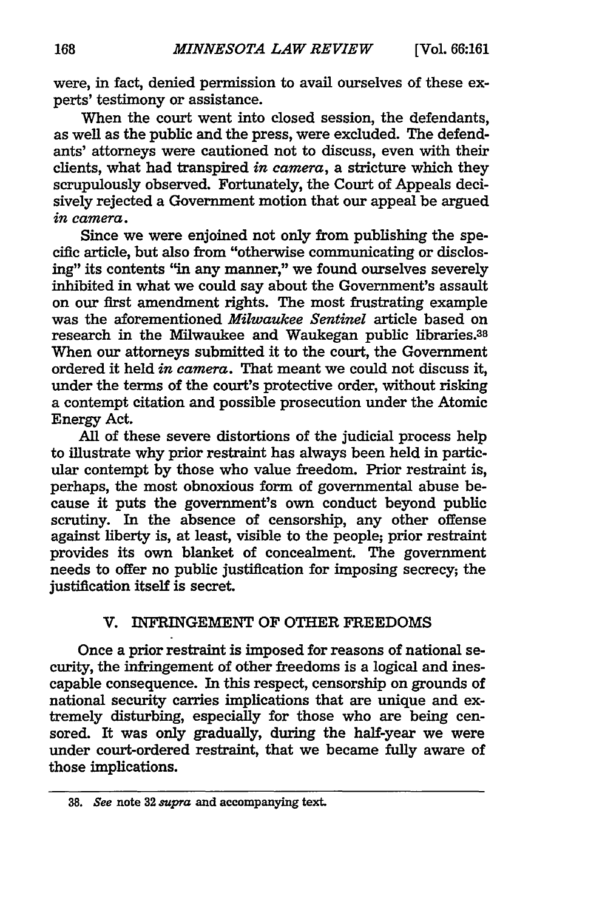were, in fact, denied permission to avail ourselves of these experts' testimony or assistance.

When the court went into closed session, the defendants, as well as the public and the press, were excluded. The defendants' attorneys were cautioned not to discuss, even with their clients, what had transpired *in camera*, a stricture which they scrupulously observed. Fortunately, the Court of Appeals decisively rejected a Government motion that our appeal be argued *in camera*.

Since we were enjoined not only from publishing the specific article, but also from "otherwise communicating or disclosing" its contents "in any manner," we found ourselves severely inhibited in what we could say about the Government's assault on our first amendment rights. The most frustrating example was the aforementioned *Milwaukee Sentinel* article based on research in the Milwaukee and Waukegan public libraries.[38] When our attorneys submitted it to the court, the Government ordered it held *in camera*. That meant we could not discuss it, under the terms of the court's protective order, without risking a contempt citation and possible prosecution under the Atomic Energy Act.

All of these severe distortions of the judicial process help to illustrate why prior restraint has always been held in particular contempt by those who value freedom. Prior restraint is, perhaps, the most obnoxious form of governmental abuse because it puts the government's own conduct beyond public scrutiny. In the absence of censorship, any other offense against liberty is, at least, visible to the people; prior restraint provides its own blanket of concealment. The government needs to offer no public justification for imposing secrecy; the justification itself is secret.

## V. INFRINGEMENT OF OTHER FREEDOMS

Once a prior restraint is imposed for reasons of national security, the infringement of other freedoms is a logical and inescapable consequence. In this respect, censorship on grounds of national security carries implications that are unique and extremely disturbing, especially for those who are being censored. It was only gradually, during the half-year we were under court-ordered restraint, that we became fully aware of those implications.

---

38. *See* note 32 *supra* and accompanying text.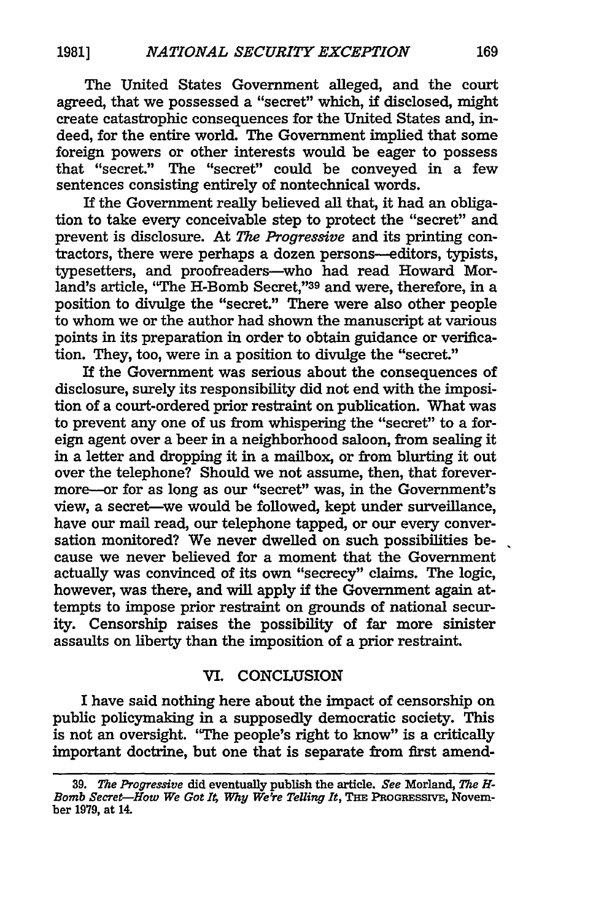The United States Government alleged, and the court agreed, that we possessed a "secret" which, if disclosed, might create catastrophic consequences for the United States and, indeed, for the entire world. The Government implied that some foreign powers or other interests would be eager to possess that "secret." The "secret" could be conveyed in a few sentences consisting entirely of nontechnical words.

If the Government really believed all that, it had an obligation to take every conceivable step to protect the "secret" and prevent is disclosure. At *The Progressive* and its printing contractors, there were perhaps a dozen persons—editors, typists, typesetters, and proofreaders—who had read Howard Morland's article, "The H-Bomb Secret,"[39] and were, therefore, in a position to divulge the "secret." There were also other people to whom we or the author had shown the manuscript at various points in its preparation in order to obtain guidance or verification. They, too, were in a position to divulge the "secret."

If the Government was serious about the consequences of disclosure, surely its responsibility did not end with the imposition of a court-ordered prior restraint on publication. What was to prevent any one of us from whispering the "secret" to a foreign agent over a beer in a neighborhood saloon, from sealing it in a letter and dropping it in a mailbox, or from blurting it out over the telephone? Should we not assume, then, that forevermore—or for as long as our "secret" was, in the Government's view, a secret—we would be followed, kept under surveillance, have our mail read, our telephone tapped, or our every conversation monitored? We never dwelled on such possibilities because we never believed for a moment that the Government actually was convinced of its own "secrecy" claims. The logic, however, was there, and will apply if the Government again attempts to impose prior restraint on grounds of national security. Censorship raises the possibility of far more sinister assaults on liberty than the imposition of a prior restraint.

## VI. CONCLUSION

I have said nothing here about the impact of censorship on public policymaking in a supposedly democratic society. This is not an oversight. "The people's right to know" is a critically important doctrine, but one that is separate from first amend-

---

39. *The Progressive* did eventually publish the article. *See* Morland, *The H-Bomb Secret—How We Got It, Why We're Telling It*, THE PROGRESSIVE, November 1979, at 14.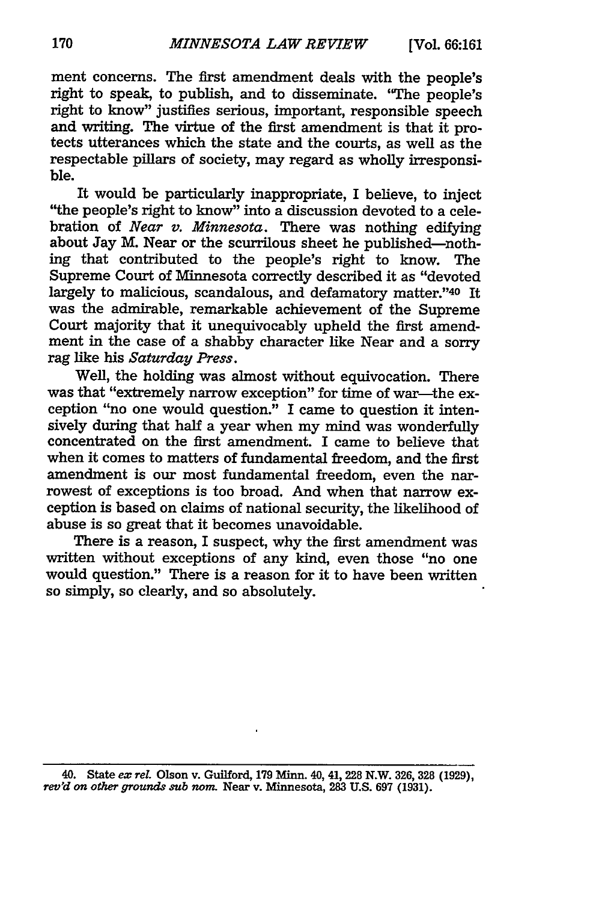ment concerns. The first amendment deals with the people's right to speak, to publish, and to disseminate. "The people's right to know" justifies serious, important, responsible speech and writing. The virtue of the first amendment is that it protects utterances which the state and the courts, as well as the respectable pillars of society, may regard as wholly irresponsible.

It would be particularly inappropriate, I believe, to inject "the people's right to know" into a discussion devoted to a celebration of *Near v. Minnesota*. There was nothing edifying about Jay M. Near or the scurrilous sheet he published—nothing that contributed to the people's right to know. The Supreme Court of Minnesota correctly described it as "devoted largely to malicious, scandalous, and defamatory matter."[40] It was the admirable, remarkable achievement of the Supreme Court majority that it unequivocably upheld the first amendment in the case of a shabby character like Near and a sorry rag like his *Saturday Press*.

Well, the holding was almost without equivocation. There was that "extremely narrow exception" for time of war—the exception "no one would question." I came to question it intensively during that half a year when my mind was wonderfully concentrated on the first amendment. I came to believe that when it comes to matters of fundamental freedom, and the first amendment is our most fundamental freedom, even the narrowest of exceptions is too broad. And when that narrow exception is based on claims of national security, the likelihood of abuse is so great that it becomes unavoidable.

There is a reason, I suspect, why the first amendment was written without exceptions of any kind, even those "no one would question." There is a reason for it to have been written so simply, so clearly, and so absolutely.

---

40. State *ex rel.* Olson v. Guilford, 179 Minn. 40, 41, 228 N.W. 326, 328 (1929), *rev'd on other grounds sub nom.* Near v. Minnesota, 283 U.S. 697 (1931).